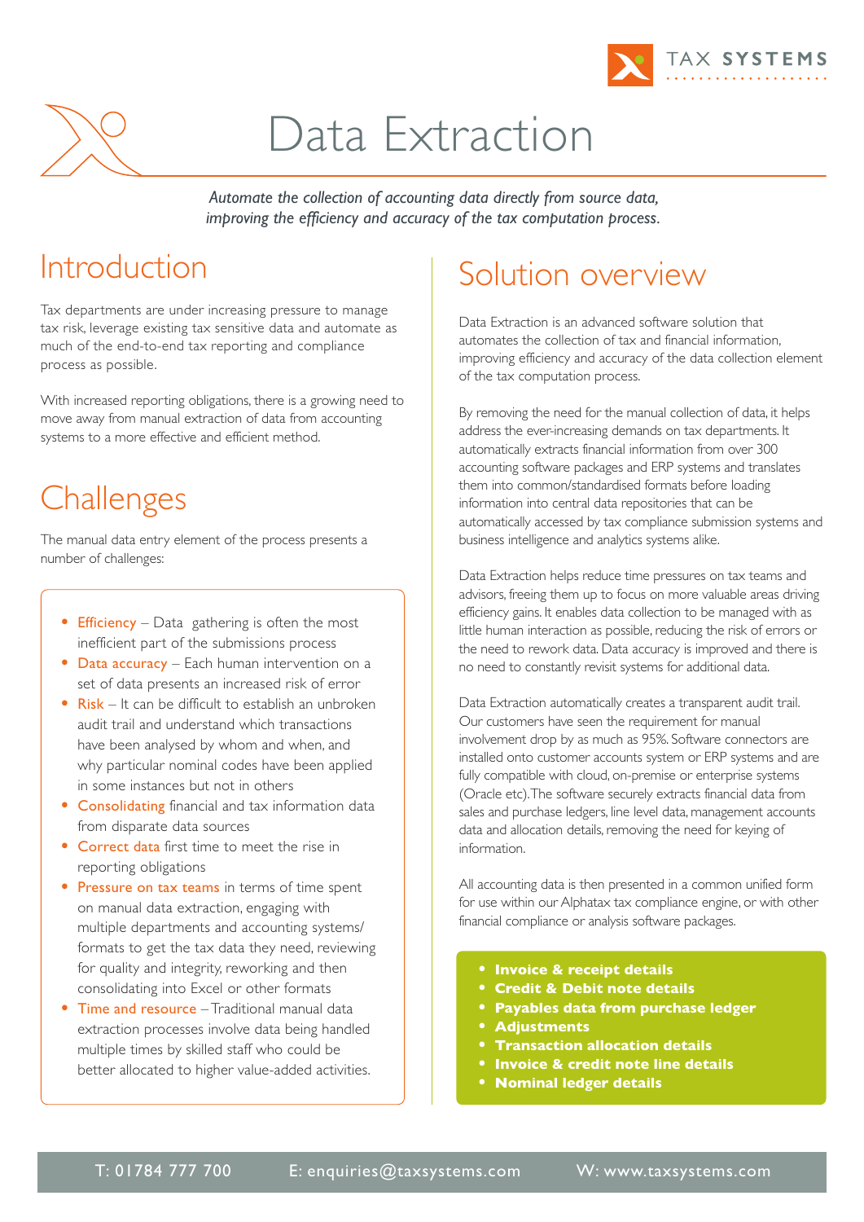# Data Extraction

*Automate the collection of accounting data directly from source data, improving the efficiency and accuracy of the tax computation process.*

## Introduction

Tax departments are under increasing pressure to manage tax risk, leverage existing tax sensitive data and automate as much of the end-to-end tax reporting and compliance process as possible.

With increased reporting obligations, there is a growing need to move away from manual extraction of data from accounting systems to a more effective and efficient method.

## Challenges

The manual data entry element of the process presents a number of challenges:

- **Efficiency** – Data gathering is often the most inefficient part of the submissions process
- **Data accuracy** – Each human intervention on a set of data presents an increased risk of error
- **Risk** – It can be difficult to establish an unbroken audit trail and understand which transactions have been analysed by whom and when, and why particular nominal codes have been applied in some instances but not in others
- **Consolidating** financial and tax information data from disparate data sources
- **Correct data** first time to meet the rise in reporting obligations
- **Pressure on tax teams** in terms of time spent on manual data extraction, engaging with multiple departments and accounting systems/ formats to get the tax data they need, reviewing for quality and integrity, reworking and then consolidating into Excel or other formats
- **Time and resource** – Traditional manual data extraction processes involve data being handled multiple times by skilled staff who could be better allocated to higher value-added activities.

## Solution overview

Data Extraction is an advanced software solution that automates the collection of tax and financial information, improving efficiency and accuracy of the data collection element of the tax computation process.

By removing the need for the manual collection of data, it helps address the ever-increasing demands on tax departments. It automatically extracts financial information from over 300 accounting software packages and ERP systems and translates them into common/standardised formats before loading information into central data repositories that can be automatically accessed by tax compliance submission systems and business intelligence and analytics systems alike.

Data Extraction helps reduce time pressures on tax teams and advisors, freeing them up to focus on more valuable areas driving efficiency gains. It enables data collection to be managed with as little human interaction as possible, reducing the risk of errors or the need to rework data. Data accuracy is improved and there is no need to constantly revisit systems for additional data.

Data Extraction automatically creates a transparent audit trail. Our customers have seen the requirement for manual involvement drop by as much as 95%. Software connectors are installed onto customer accounts system or ERP systems and are fully compatible with cloud, on-premise or enterprise systems (Oracle etc). The software securely extracts financial data from sales and purchase ledgers, line level data, management accounts data and allocation details, removing the need for keying of information.

All accounting data is then presented in a common unified form for use within our Alphatax tax compliance engine, or with other financial compliance or analysis software packages.

- **Invoice & receipt details**
- **Credit & Debit note details**
- **Payables data from purchase ledger**
- **Adjustments**
- **Transaction allocation details**
- **Invoice & credit note line details**
- **Nominal ledger details**

T: 01784 777 700 E: enquiries@taxsystems.com W: www.taxsystems.com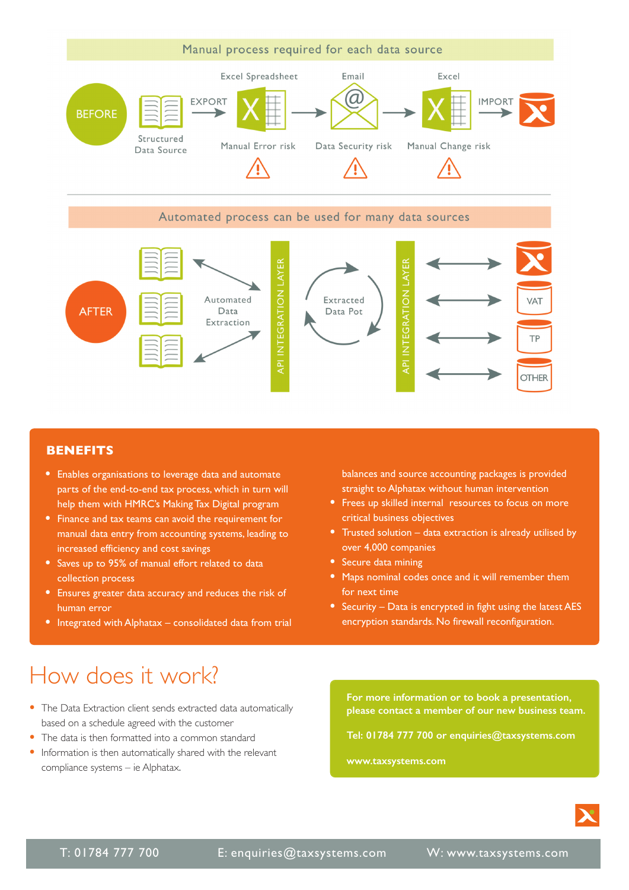Manual process required for each data source

BEFORE

Structured Data Source

EXPORT

Excel Spreadsheet

Manual Error risk

Email

Data Security risk

Excel

Manual Change risk

IMPORT

Automated process can be used for many data sources

AFTER

Automated Data Extraction

API INTEGRATION LAYER

Extracted Data Pot

API INTEGRATION LAYER

VAT

TP

OTHER

## BENEFITS

- Enables organisations to leverage data and automate parts of the end-to-end tax process, which in turn will help them with HMRC's Making Tax Digital program
- Finance and tax teams can avoid the requirement for manual data entry from accounting systems, leading to increased efficiency and cost savings
- Saves up to 95% of manual effort related to data collection process
- Ensures greater data accuracy and reduces the risk of human error
- Integrated with Alphatax – consolidated data from trial balances and source accounting packages is provided straight to Alphatax without human intervention
- Frees up skilled internal resources to focus on more critical business objectives
- Trusted solution – data extraction is already utilised by over 4,000 companies
- Secure data mining
- Maps nominal codes once and it will remember them for next time
- Security – Data is encrypted in fight using the latest AES encryption standards. No firewall reconfiguration.

# How does it work?

- The Data Extraction client sends extracted data automatically based on a schedule agreed with the customer
- The data is then formatted into a common standard
- Information is then automatically shared with the relevant compliance systems – ie Alphatax.

**For more information or to book a presentation, please contact a member of our new business team.**

**Tel: 01784 777 700 or enquiries@taxsystems.com**

**www.taxsystems.com**

T: 01784 777 700 E: enquiries@taxsystems.com W: www.taxsystems.com